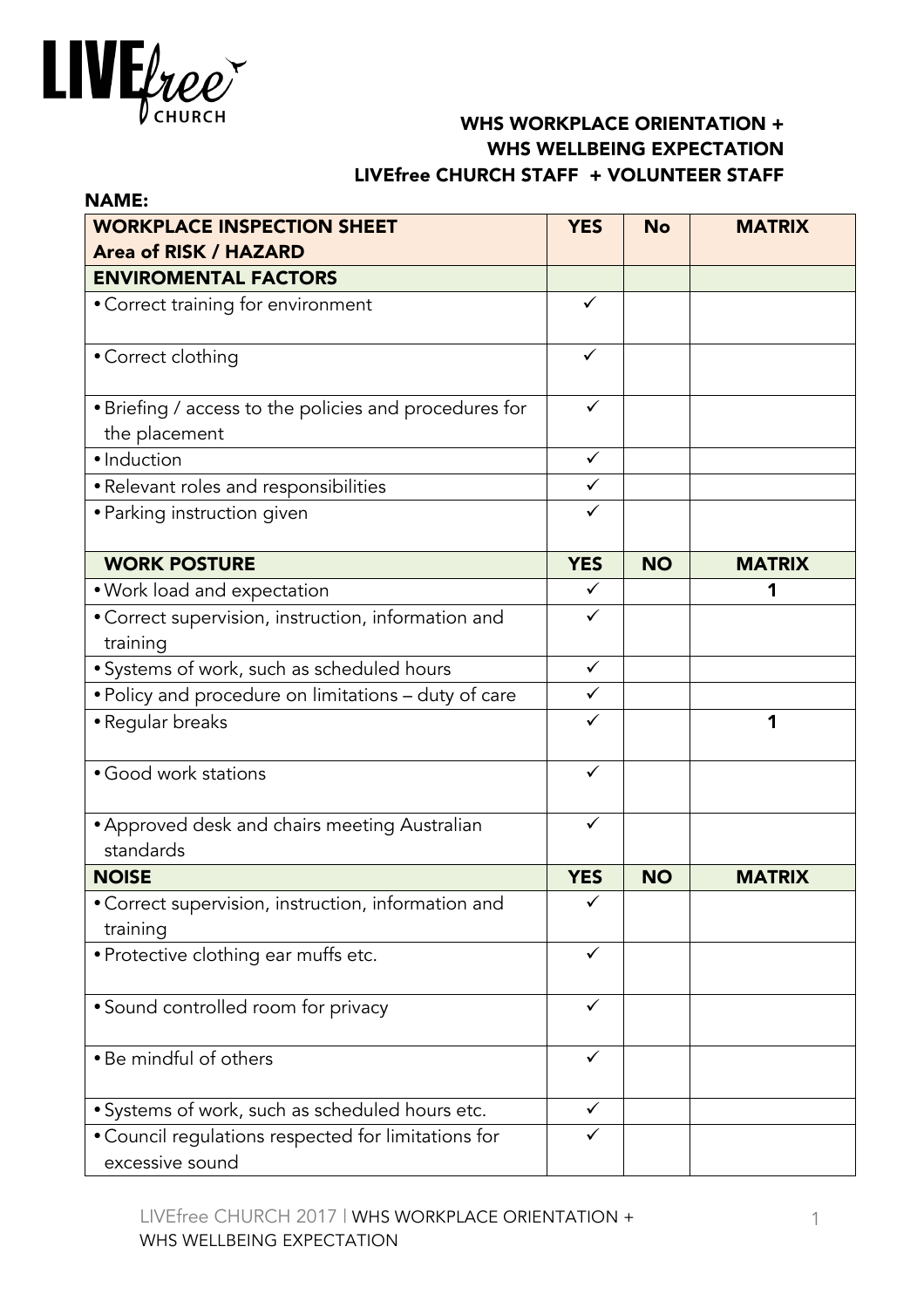LIVEfree CHURCH

**WHS WORKPLACE ORIENTATION +**
**WHS WELLBEING EXPECTATION**
**LIVEfree CHURCH STAFF + VOLUNTEER STAFF**

**NAME:**

| **WORKPLACE INSPECTION SHEET Area of RISK / HAZARD** | **YES** | **No** | **MATRIX** |
|---|---|---|---|
| **ENVIROMENTAL FACTORS** | | | |
| • Correct training for environment | ✓ | | |
| • Correct clothing | ✓ | | |
| • Briefing / access to the policies and procedures for the placement | ✓ | | |
| • Induction | ✓ | | |
| • Relevant roles and responsibilities | ✓ | | |
| • Parking instruction given | ✓ | | |
| **WORK POSTURE** | **YES** | **NO** | **MATRIX** |
| • Work load and expectation | ✓ | | 1 |
| • Correct supervision, instruction, information and training | ✓ | | |
| • Systems of work, such as scheduled hours | ✓ | | |
| • Policy and procedure on limitations – duty of care | ✓ | | |
| • Regular breaks | ✓ | | 1 |
| • Good work stations | ✓ | | |
| • Approved desk and chairs meeting Australian standards | ✓ | | |
| **NOISE** | **YES** | **NO** | **MATRIX** |
| • Correct supervision, instruction, information and training | ✓ | | |
| • Protective clothing ear muffs etc. | ✓ | | |
| • Sound controlled room for privacy | ✓ | | |
| • Be mindful of others | ✓ | | |
| • Systems of work, such as scheduled hours etc. | ✓ | | |
| • Council regulations respected for limitations for excessive sound | ✓ | | |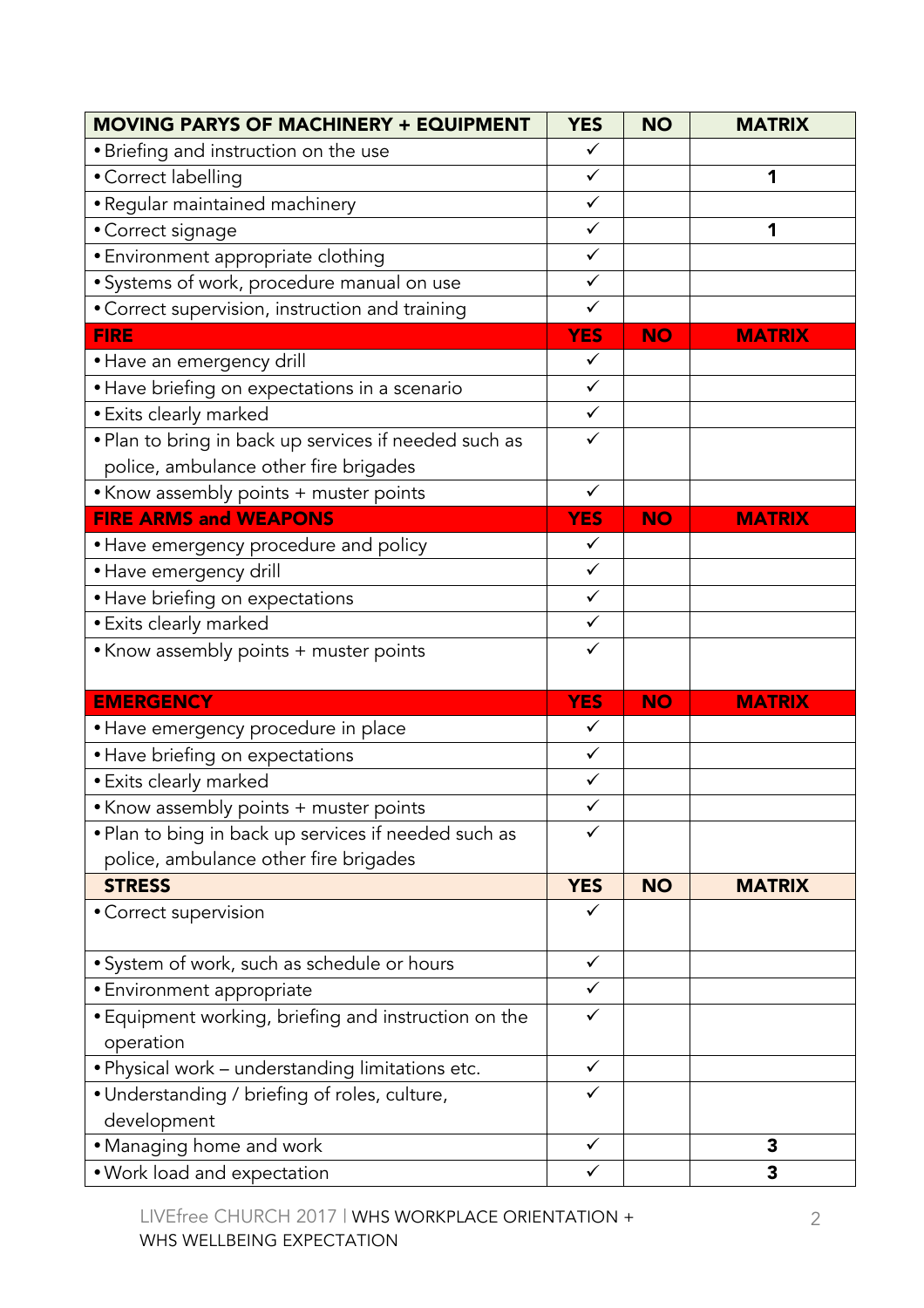| MOVING PARYS OF MACHINERY + EQUIPMENT | YES | NO | MATRIX |
|---|---|---|---|
| • Briefing and instruction on the use | ✓ | | |
| • Correct labelling | ✓ | | 1 |
| • Regular maintained machinery | ✓ | | |
| • Correct signage | ✓ | | 1 |
| • Environment appropriate clothing | ✓ | | |
| • Systems of work, procedure manual on use | ✓ | | |
| • Correct supervision, instruction and training | ✓ | | |
| **FIRE** | **YES** | **NO** | **MATRIX** |
| • Have an emergency drill | ✓ | | |
| • Have briefing on expectations in a scenario | ✓ | | |
| • Exits clearly marked | ✓ | | |
| • Plan to bring in back up services if needed such as police, ambulance other fire brigades | ✓ | | |
| • Know assembly points + muster points | ✓ | | |
| **FIRE ARMS and WEAPONS** | **YES** | **NO** | **MATRIX** |
| • Have emergency procedure and policy | ✓ | | |
| • Have emergency drill | ✓ | | |
| • Have briefing on expectations | ✓ | | |
| • Exits clearly marked | ✓ | | |
| • Know assembly points + muster points | ✓ | | |
| **EMERGENCY** | **YES** | **NO** | **MATRIX** |
| • Have emergency procedure in place | ✓ | | |
| • Have briefing on expectations | ✓ | | |
| • Exits clearly marked | ✓ | | |
| • Know assembly points + muster points | ✓ | | |
| • Plan to bing in back up services if needed such as police, ambulance other fire brigades | ✓ | | |
| **STRESS** | **YES** | **NO** | **MATRIX** |
| • Correct supervision | ✓ | | |
| • System of work, such as schedule or hours | ✓ | | |
| • Environment appropriate | ✓ | | |
| • Equipment working, briefing and instruction on the operation | ✓ | | |
| • Physical work – understanding limitations etc. | ✓ | | |
| • Understanding / briefing of roles, culture, development | ✓ | | |
| • Managing home and work | ✓ | | 3 |
| • Work load and expectation | ✓ | | 3 |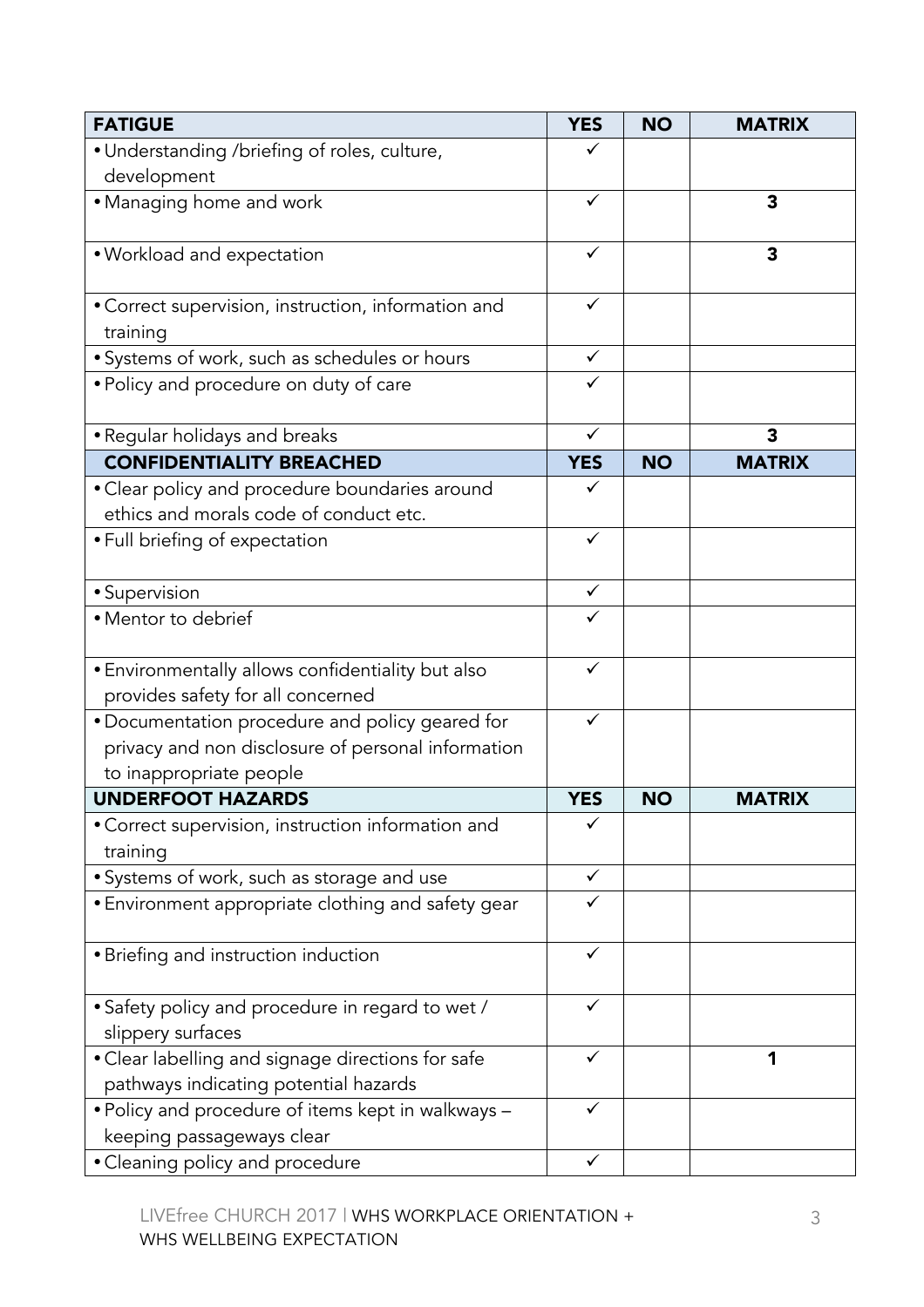| FATIGUE | YES | NO | MATRIX |
|---|---|---|---|
| • Understanding /briefing of roles, culture, development | ✓ | | |
| • Managing home and work | ✓ | | **3** |
| • Workload and expectation | ✓ | | **3** |
| • Correct supervision, instruction, information and training | ✓ | | |
| • Systems of work, such as schedules or hours | ✓ | | |
| • Policy and procedure on duty of care | ✓ | | |
| • Regular holidays and breaks | ✓ | | **3** |
| **CONFIDENTIALITY BREACHED** | **YES** | **NO** | **MATRIX** |
| • Clear policy and procedure boundaries around ethics and morals code of conduct etc. | ✓ | | |
| • Full briefing of expectation | ✓ | | |
| • Supervision | ✓ | | |
| • Mentor to debrief | ✓ | | |
| • Environmentally allows confidentiality but also provides safety for all concerned | ✓ | | |
| • Documentation procedure and policy geared for privacy and non disclosure of personal information to inappropriate people | ✓ | | |
| **UNDERFOOT HAZARDS** | **YES** | **NO** | **MATRIX** |
| • Correct supervision, instruction information and training | ✓ | | |
| • Systems of work, such as storage and use | ✓ | | |
| • Environment appropriate clothing and safety gear | ✓ | | |
| • Briefing and instruction induction | ✓ | | |
| • Safety policy and procedure in regard to wet / slippery surfaces | ✓ | | |
| • Clear labelling and signage directions for safe pathways indicating potential hazards | ✓ | | **1** |
| • Policy and procedure of items kept in walkways – keeping passageways clear | ✓ | | |
| • Cleaning policy and procedure | ✓ | | |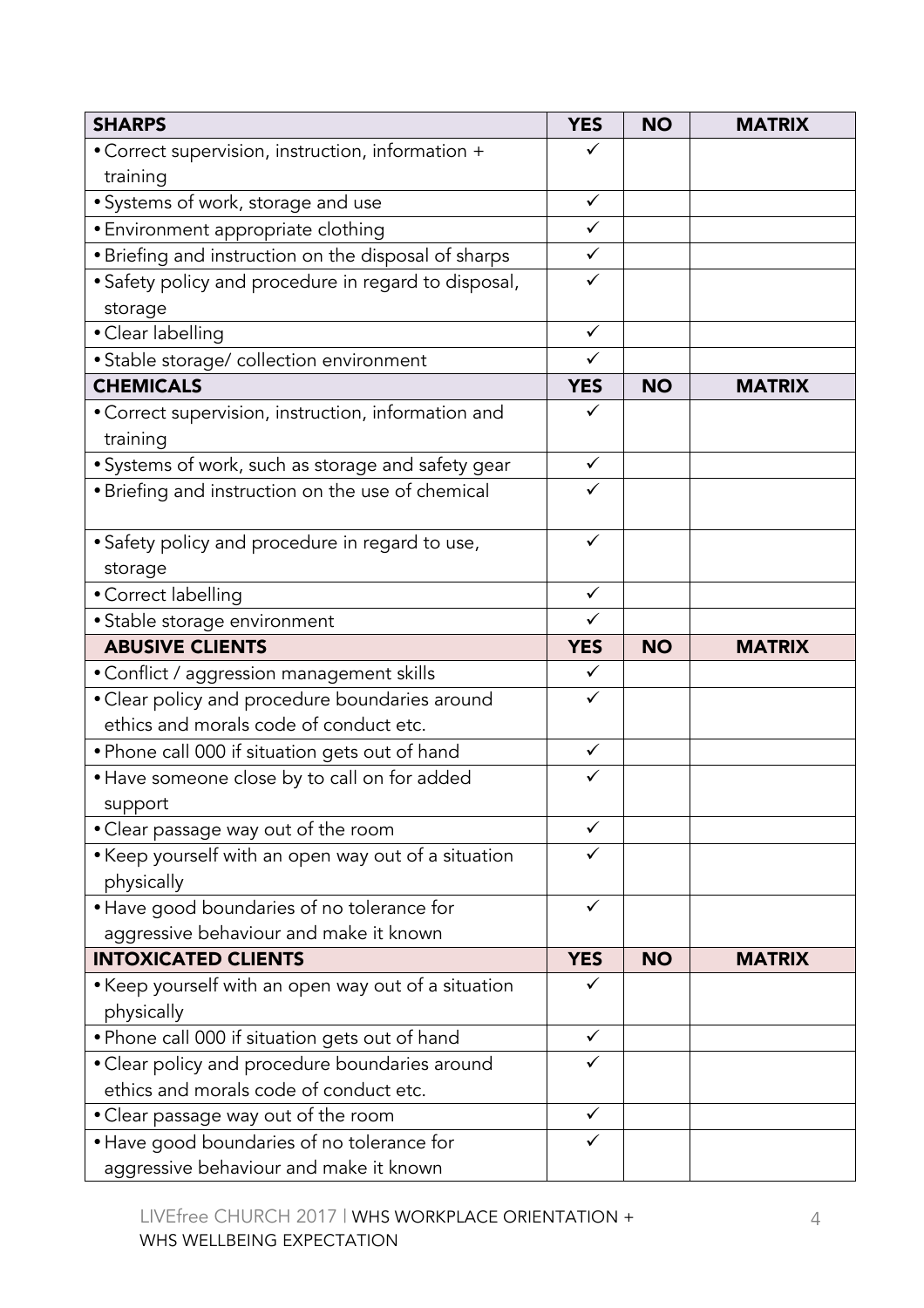| SHARPS | YES | NO | MATRIX |
| --- | --- | --- | --- |
| • Correct supervision, instruction, information + training | ✓ | | |
| • Systems of work, storage and use | ✓ | | |
| • Environment appropriate clothing | ✓ | | |
| • Briefing and instruction on the disposal of sharps | ✓ | | |
| • Safety policy and procedure in regard to disposal, storage | ✓ | | |
| • Clear labelling | ✓ | | |
| • Stable storage/ collection environment | ✓ | | |
| **CHEMICALS** | **YES** | **NO** | **MATRIX** |
| • Correct supervision, instruction, information and training | ✓ | | |
| • Systems of work, such as storage and safety gear | ✓ | | |
| • Briefing and instruction on the use of chemical | ✓ | | |
| • Safety policy and procedure in regard to use, storage | ✓ | | |
| • Correct labelling | ✓ | | |
| • Stable storage environment | ✓ | | |
| **ABUSIVE CLIENTS** | **YES** | **NO** | **MATRIX** |
| • Conflict / aggression management skills | ✓ | | |
| • Clear policy and procedure boundaries around ethics and morals code of conduct etc. | ✓ | | |
| • Phone call 000 if situation gets out of hand | ✓ | | |
| • Have someone close by to call on for added support | ✓ | | |
| • Clear passage way out of the room | ✓ | | |
| • Keep yourself with an open way out of a situation physically | ✓ | | |
| • Have good boundaries of no tolerance for aggressive behaviour and make it known | ✓ | | |
| **INTOXICATED CLIENTS** | **YES** | **NO** | **MATRIX** |
| • Keep yourself with an open way out of a situation physically | ✓ | | |
| • Phone call 000 if situation gets out of hand | ✓ | | |
| • Clear policy and procedure boundaries around ethics and morals code of conduct etc. | ✓ | | |
| • Clear passage way out of the room | ✓ | | |
| • Have good boundaries of no tolerance for aggressive behaviour and make it known | ✓ | | |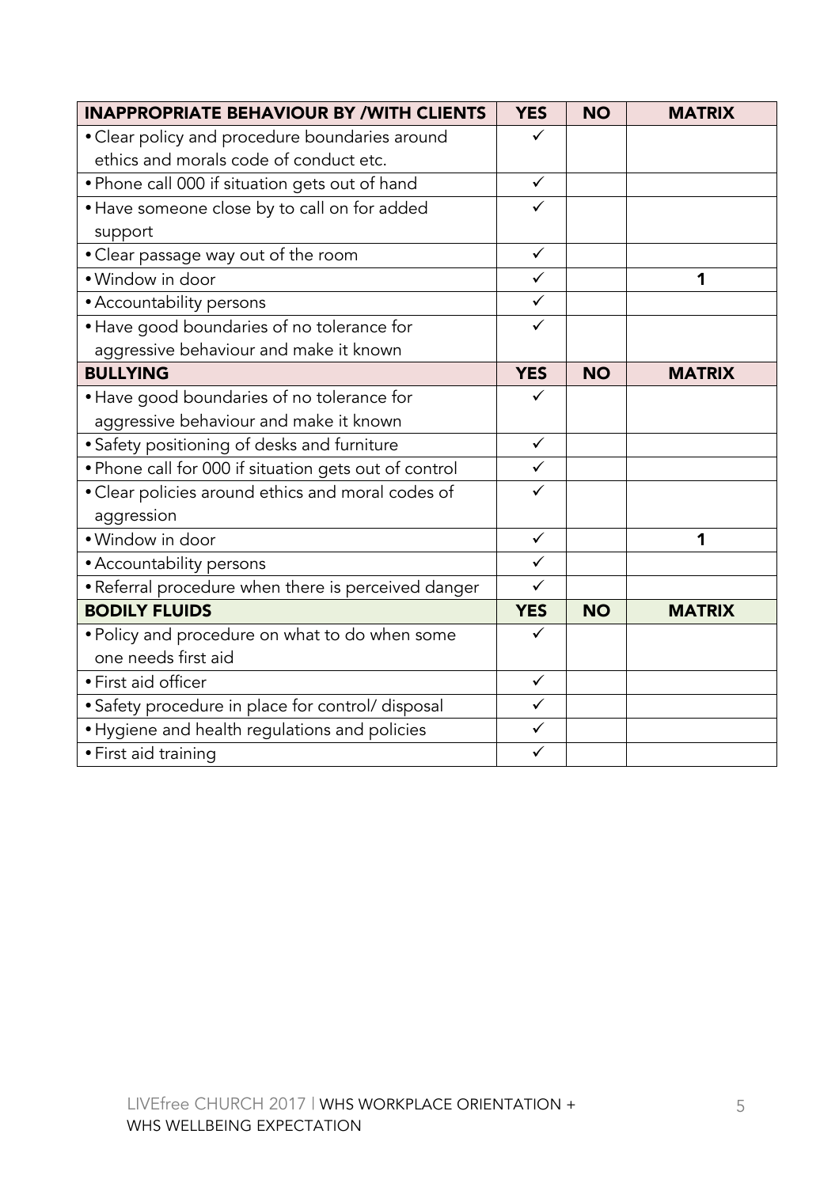| INAPPROPRIATE BEHAVIOUR BY /WITH CLIENTS | YES | NO | MATRIX |
|---|---|---|---|
| • Clear policy and procedure boundaries around ethics and morals code of conduct etc. | ✓ | | |
| • Phone call 000 if situation gets out of hand | ✓ | | |
| • Have someone close by to call on for added support | ✓ | | |
| • Clear passage way out of the room | ✓ | | |
| • Window in door | ✓ | | **1** |
| • Accountability persons | ✓ | | |
| • Have good boundaries of no tolerance for aggressive behaviour and make it known | ✓ | | |
| **BULLYING** | **YES** | **NO** | **MATRIX** |
| • Have good boundaries of no tolerance for aggressive behaviour and make it known | ✓ | | |
| • Safety positioning of desks and furniture | ✓ | | |
| • Phone call for 000 if situation gets out of control | ✓ | | |
| • Clear policies around ethics and moral codes of aggression | ✓ | | |
| • Window in door | ✓ | | **1** |
| • Accountability persons | ✓ | | |
| • Referral procedure when there is perceived danger | ✓ | | |
| **BODILY FLUIDS** | **YES** | **NO** | **MATRIX** |
| • Policy and procedure on what to do when some one needs first aid | ✓ | | |
| • First aid officer | ✓ | | |
| • Safety procedure in place for control/ disposal | ✓ | | |
| • Hygiene and health regulations and policies | ✓ | | |
| • First aid training | ✓ | | |